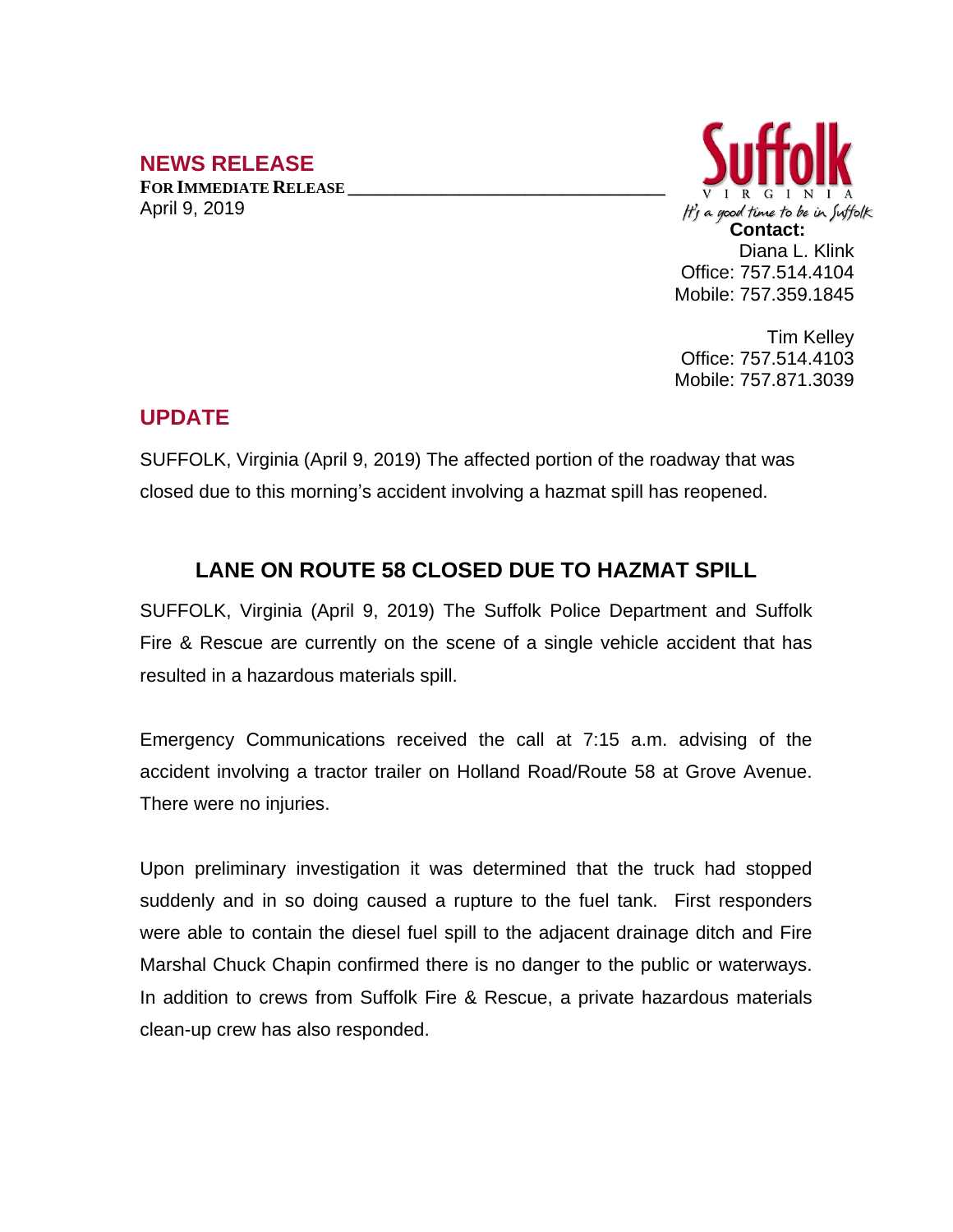## NEWS RELEASE

**FOR IMMEDIATE RELEASE**

April 9, 2019

Suffolk
VIRGINIA
It's a good time to be in Suffolk

**Contact:**
Diana L. Klink
Office: 757.514.4104
Mobile: 757.359.1845

Tim Kelley
Office: 757.514.4103
Mobile: 757.871.3039

## UPDATE

SUFFOLK, Virginia (April 9, 2019) The affected portion of the roadway that was closed due to this morning's accident involving a hazmat spill has reopened.

### LANE ON ROUTE 58 CLOSED DUE TO HAZMAT SPILL

SUFFOLK, Virginia (April 9, 2019) The Suffolk Police Department and Suffolk Fire & Rescue are currently on the scene of a single vehicle accident that has resulted in a hazardous materials spill.

Emergency Communications received the call at 7:15 a.m. advising of the accident involving a tractor trailer on Holland Road/Route 58 at Grove Avenue. There were no injuries.

Upon preliminary investigation it was determined that the truck had stopped suddenly and in so doing caused a rupture to the fuel tank. First responders were able to contain the diesel fuel spill to the adjacent drainage ditch and Fire Marshal Chuck Chapin confirmed there is no danger to the public or waterways. In addition to crews from Suffolk Fire & Rescue, a private hazardous materials clean-up crew has also responded.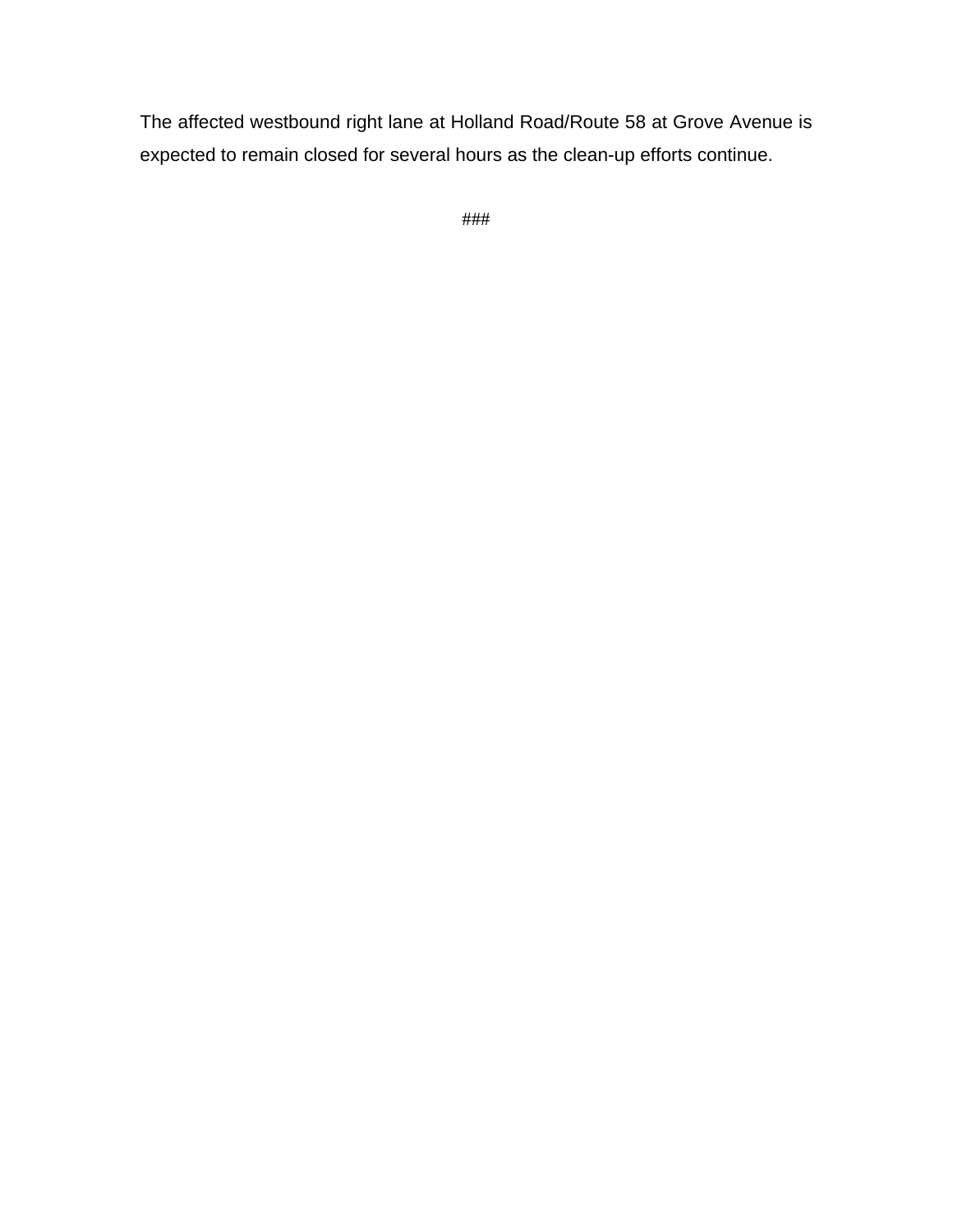The affected westbound right lane at Holland Road/Route 58 at Grove Avenue is expected to remain closed for several hours as the clean-up efforts continue.

###